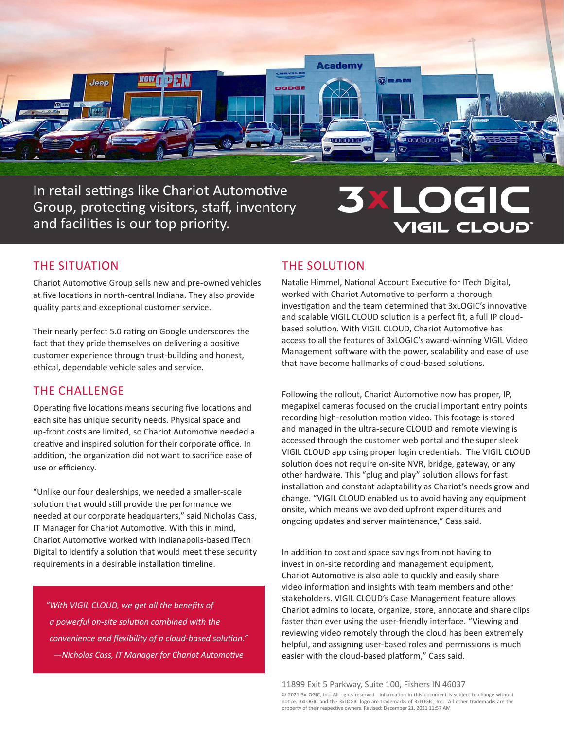In retail settings like Chariot Automotive Group, protecting visitors, staff, inventory and facilities is our top priority.

3xLOGIC VIGIL CLOUD™

## THE SITUATION

Chariot Automotive Group sells new and pre-owned vehicles at five locations in north-central Indiana. They also provide quality parts and exceptional customer service.

Their nearly perfect 5.0 rating on Google underscores the fact that they pride themselves on delivering a positive customer experience through trust-building and honest, ethical, dependable vehicle sales and service.

## THE CHALLENGE

Operating five locations means securing five locations and each site has unique security needs. Physical space and up-front costs are limited, so Chariot Automotive needed a creative and inspired solution for their corporate office. In addition, the organization did not want to sacrifice ease of use or efficiency.

"Unlike our four dealerships, we needed a smaller-scale solution that would still provide the performance we needed at our corporate headquarters," said Nicholas Cass, IT Manager for Chariot Automotive. With this in mind, Chariot Automotive worked with Indianapolis-based ITech Digital to identify a solution that would meet these security requirements in a desirable installation timeline.

> *"With VIGIL CLOUD, we get all the benefits of a powerful on-site solution combined with the convenience and flexibility of a cloud-based solution."*
> *—Nicholas Cass, IT Manager for Chariot Automotive*

## THE SOLUTION

Natalie Himmel, National Account Executive for ITech Digital, worked with Chariot Automotive to perform a thorough investigation and the team determined that 3xLOGIC's innovative and scalable VIGIL CLOUD solution is a perfect fit, a full IP cloud-based solution. With VIGIL CLOUD, Chariot Automotive has access to all the features of 3xLOGIC's award-winning VIGIL Video Management software with the power, scalability and ease of use that have become hallmarks of cloud-based solutions.

Following the rollout, Chariot Automotive now has proper, IP, megapixel cameras focused on the crucial important entry points recording high-resolution motion video. This footage is stored and managed in the ultra-secure CLOUD and remote viewing is accessed through the customer web portal and the super sleek VIGIL CLOUD app using proper login credentials. The VIGIL CLOUD solution does not require on-site NVR, bridge, gateway, or any other hardware. This "plug and play" solution allows for fast installation and constant adaptability as Chariot's needs grow and change. "VIGIL CLOUD enabled us to avoid having any equipment onsite, which means we avoided upfront expenditures and ongoing updates and server maintenance," Cass said.

In addition to cost and space savings from not having to invest in on-site recording and management equipment, Chariot Automotive is also able to quickly and easily share video information and insights with team members and other stakeholders. VIGIL CLOUD's Case Management feature allows Chariot admins to locate, organize, store, annotate and share clips faster than ever using the user-friendly interface. "Viewing and reviewing video remotely through the cloud has been extremely helpful, and assigning user-based roles and permissions is much easier with the cloud-based platform," Cass said.

11899 Exit 5 Parkway, Suite 100, Fishers IN 46037

© 2021 3xLOGIC, Inc. All rights reserved. Information in this document is subject to change without notice. 3xLOGIC and the 3xLOGIC logo are trademarks of 3xLOGIC, Inc. All other trademarks are the property of their respective owners. Revised: December 21, 2021 11:57 AM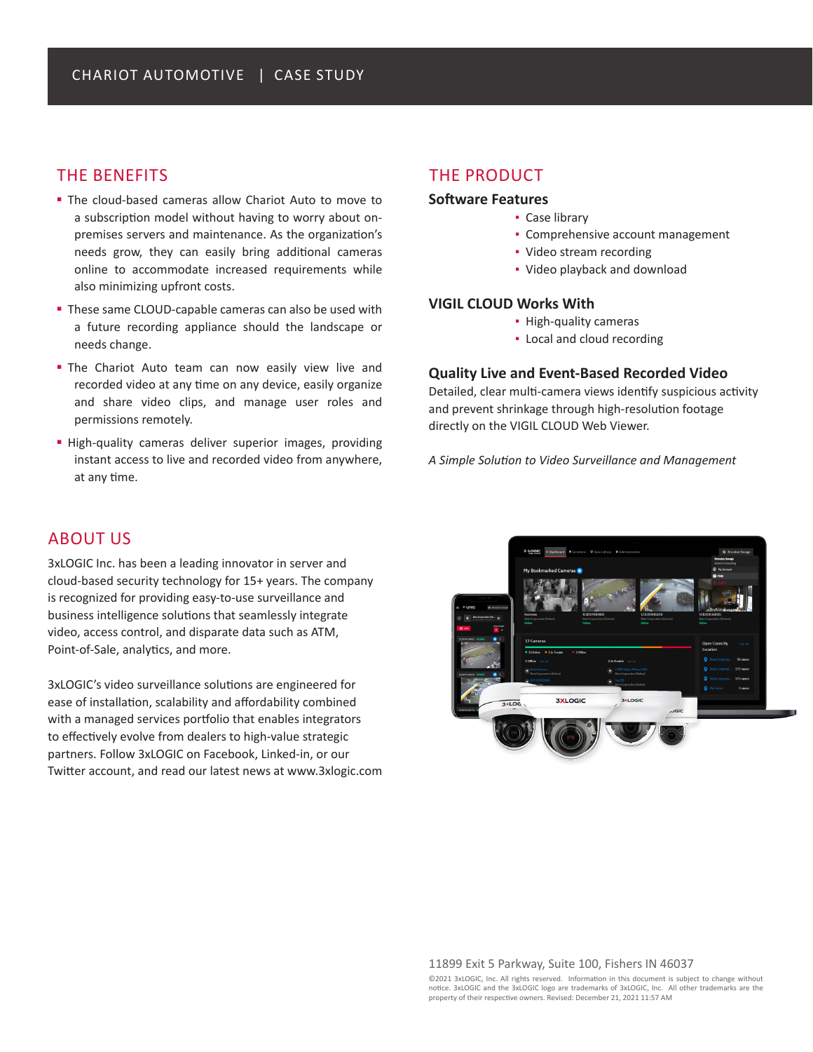## THE BENEFITS

- The cloud-based cameras allow Chariot Auto to move to a subscription model without having to worry about on-premises servers and maintenance. As the organization's needs grow, they can easily bring additional cameras online to accommodate increased requirements while also minimizing upfront costs.
- These same CLOUD-capable cameras can also be used with a future recording appliance should the landscape or needs change.
- The Chariot Auto team can now easily view live and recorded video at any time on any device, easily organize and share video clips, and manage user roles and permissions remotely.
- High-quality cameras deliver superior images, providing instant access to live and recorded video from anywhere, at any time.

## THE PRODUCT

### Software Features

- Case library
- Comprehensive account management
- Video stream recording
- Video playback and download

### VIGIL CLOUD Works With

- High-quality cameras
- Local and cloud recording

### Quality Live and Event-Based Recorded Video

Detailed, clear multi-camera views identify suspicious activity and prevent shrinkage through high-resolution footage directly on the VIGIL CLOUD Web Viewer.

*A Simple Solution to Video Surveillance and Management*

## ABOUT US

3xLOGIC Inc. has been a leading innovator in server and cloud-based security technology for 15+ years. The company is recognized for providing easy-to-use surveillance and business intelligence solutions that seamlessly integrate video, access control, and disparate data such as ATM, Point-of-Sale, analytics, and more.

3xLOGIC's video surveillance solutions are engineered for ease of installation, scalability and affordability combined with a managed services portfolio that enables integrators to effectively evolve from dealers to high-value strategic partners. Follow 3xLOGIC on Facebook, Linked-in, or our Twitter account, and read our latest news at www.3xlogic.com

11899 Exit 5 Parkway, Suite 100, Fishers IN 46037

©2021 3xLOGIC, Inc. All rights reserved. Information in this document is subject to change without notice. 3xLOGIC and the 3xLOGIC logo are trademarks of 3xLOGIC, Inc. All other trademarks are the property of their respective owners. Revised: December 21, 2021 11:57 AM